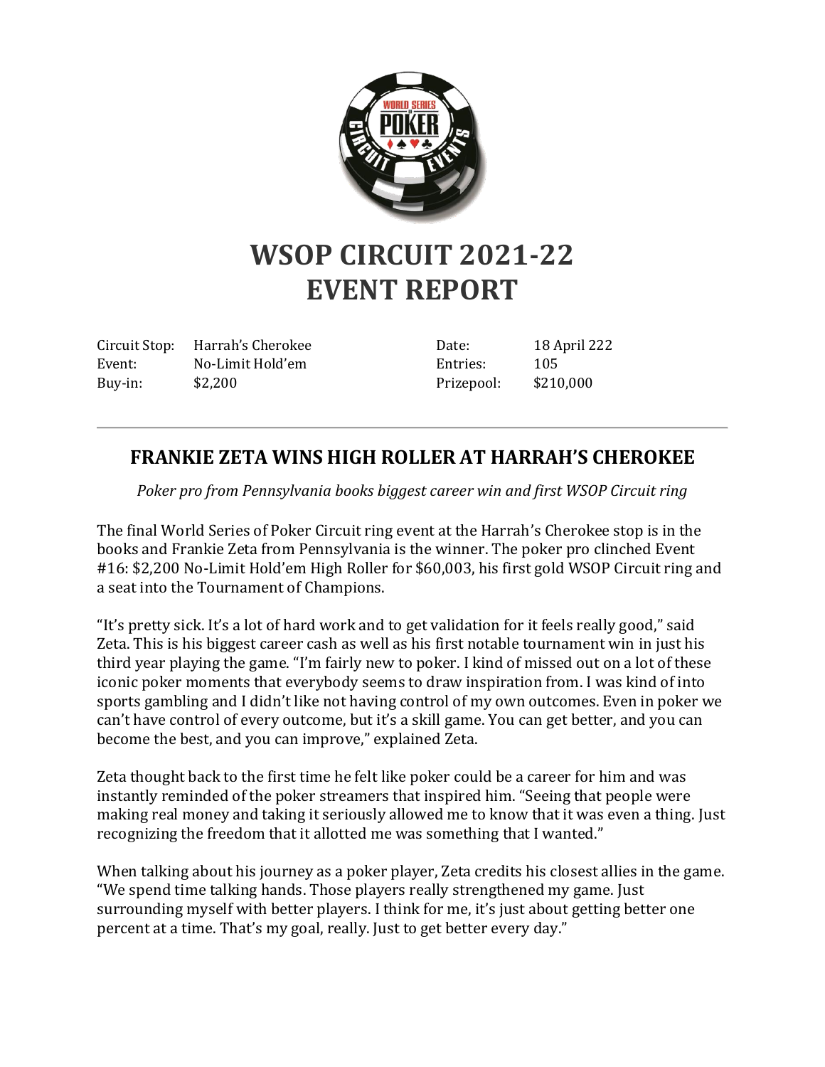# WSOP CIRCUIT 2021-22
# EVENT REPORT

| | | | |
|---|---|---|---|
| Circuit Stop: | Harrah's Cherokee | Date: | 18 April 222 |
| Event: | No-Limit Hold'em | Entries: | 105 |
| Buy-in: | $2,200 | Prizepool: | $210,000 |

---

## FRANKIE ZETA WINS HIGH ROLLER AT HARRAH'S CHEROKEE

*Poker pro from Pennsylvania books biggest career win and first WSOP Circuit ring*

The final World Series of Poker Circuit ring event at the Harrah's Cherokee stop is in the books and Frankie Zeta from Pennsylvania is the winner. The poker pro clinched Event #16: $2,200 No-Limit Hold'em High Roller for $60,003, his first gold WSOP Circuit ring and a seat into the Tournament of Champions.

"It's pretty sick. It's a lot of hard work and to get validation for it feels really good," said Zeta. This is his biggest career cash as well as his first notable tournament win in just his third year playing the game. "I'm fairly new to poker. I kind of missed out on a lot of these iconic poker moments that everybody seems to draw inspiration from. I was kind of into sports gambling and I didn't like not having control of my own outcomes. Even in poker we can't have control of every outcome, but it's a skill game. You can get better, and you can become the best, and you can improve," explained Zeta.

Zeta thought back to the first time he felt like poker could be a career for him and was instantly reminded of the poker streamers that inspired him. "Seeing that people were making real money and taking it seriously allowed me to know that it was even a thing. Just recognizing the freedom that it allotted me was something that I wanted."

When talking about his journey as a poker player, Zeta credits his closest allies in the game. "We spend time talking hands. Those players really strengthened my game. Just surrounding myself with better players. I think for me, it's just about getting better one percent at a time. That's my goal, really. Just to get better every day."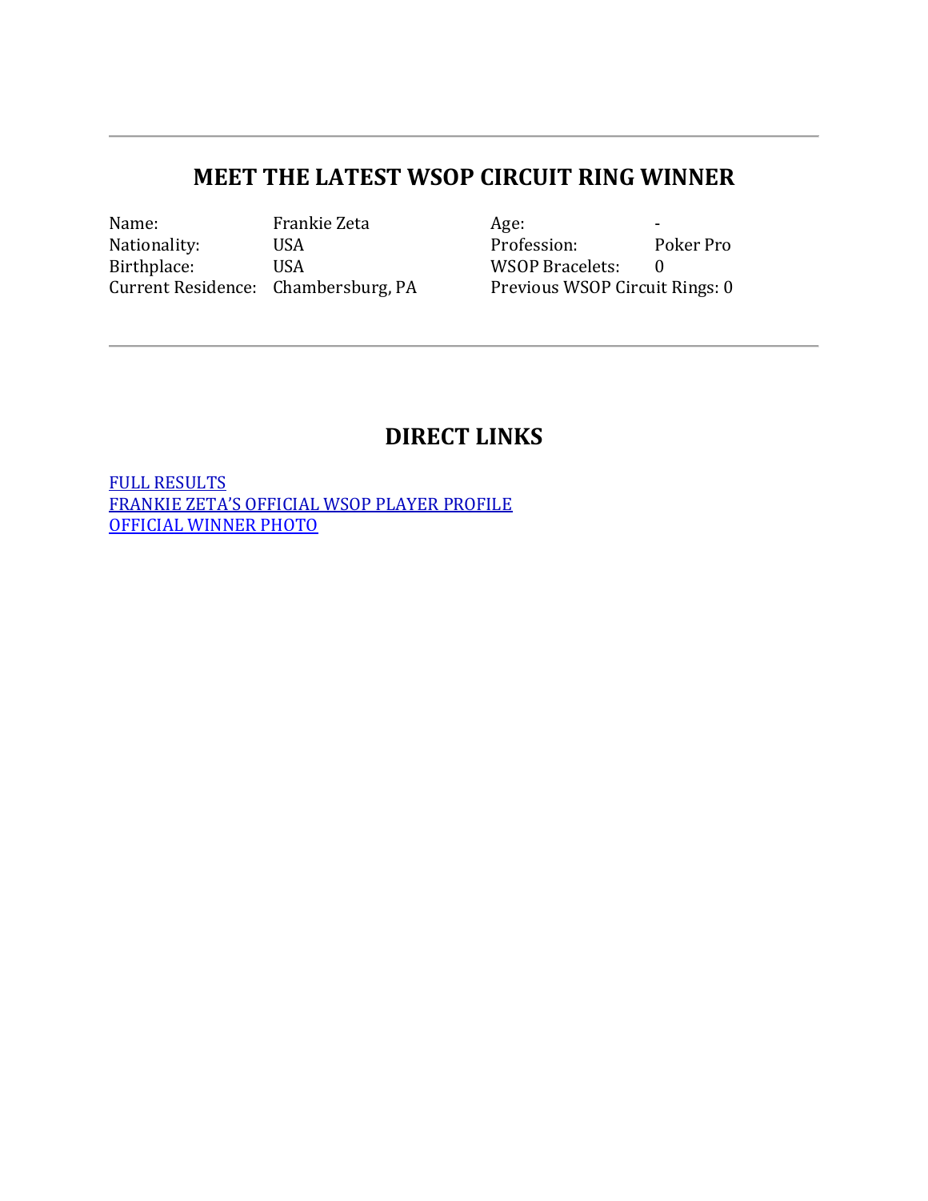## MEET THE LATEST WSOP CIRCUIT RING WINNER

| | | | |
|---|---|---|---|
| Name: | Frankie Zeta | Age: | - |
| Nationality: | USA | Profession: | Poker Pro |
| Birthplace: | USA | WSOP Bracelets: | 0 |
| Current Residence: | Chambersburg, PA | Previous WSOP Circuit Rings: | 0 |

## DIRECT LINKS

FULL RESULTS
FRANKIE ZETA'S OFFICIAL WSOP PLAYER PROFILE
OFFICIAL WINNER PHOTO